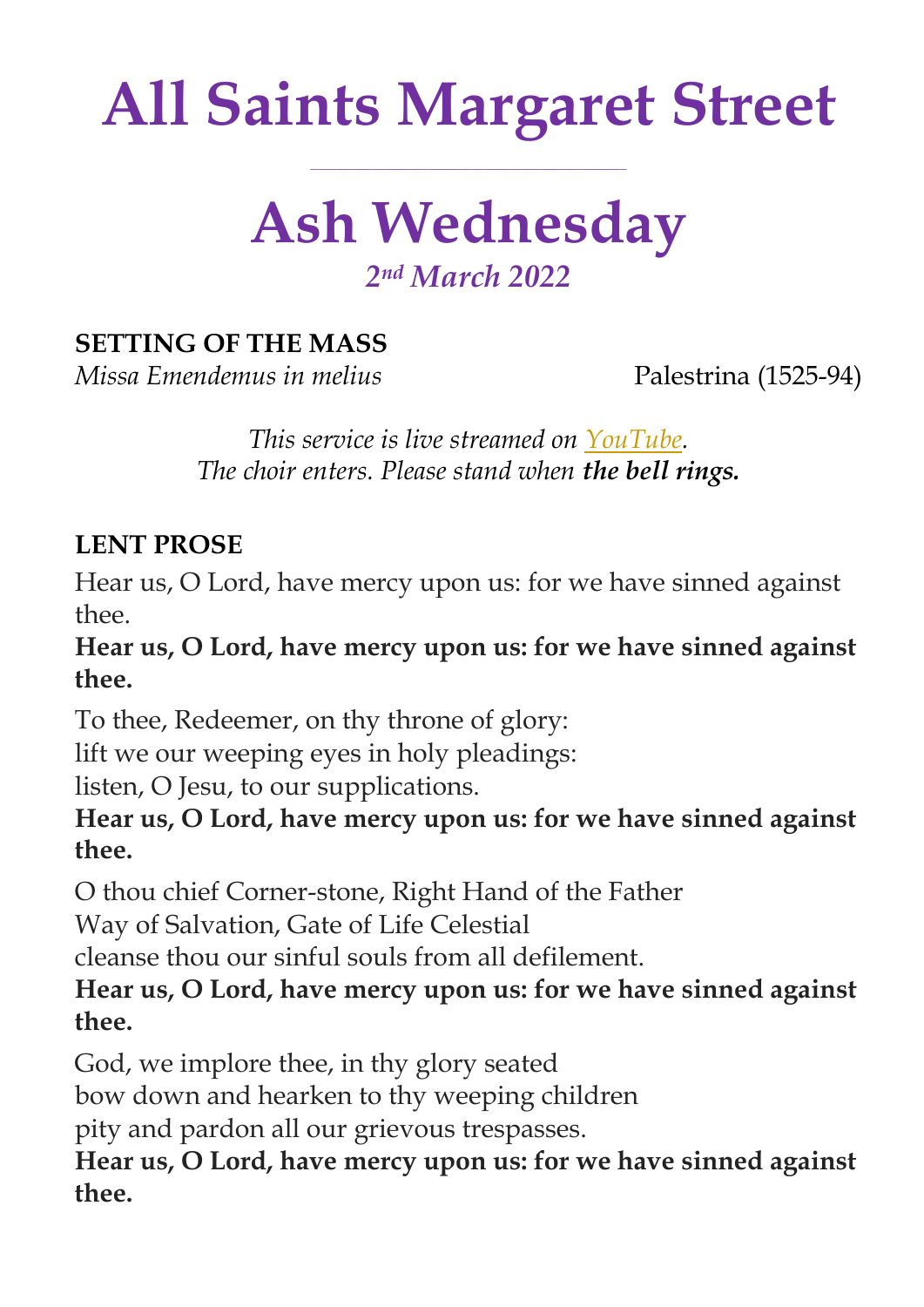# All Saints Margaret Street

# Ash Wednesday

*2nd March 2022*

**SETTING OF THE MASS**

*Missa Emendemus in melius* Palestrina (1525-94)

*This service is live streamed on YouTube.*
*The choir enters. Please stand when **the bell rings.***

**LENT PROSE**

Hear us, O Lord, have mercy upon us: for we have sinned against thee.

**Hear us, O Lord, have mercy upon us: for we have sinned against thee.**

To thee, Redeemer, on thy throne of glory:
lift we our weeping eyes in holy pleadings:
listen, O Jesu, to our supplications.

**Hear us, O Lord, have mercy upon us: for we have sinned against thee.**

O thou chief Corner-stone, Right Hand of the Father
Way of Salvation, Gate of Life Celestial
cleanse thou our sinful souls from all defilement.

**Hear us, O Lord, have mercy upon us: for we have sinned against thee.**

God, we implore thee, in thy glory seated
bow down and hearken to thy weeping children
pity and pardon all our grievous trespasses.

**Hear us, O Lord, have mercy upon us: for we have sinned against thee.**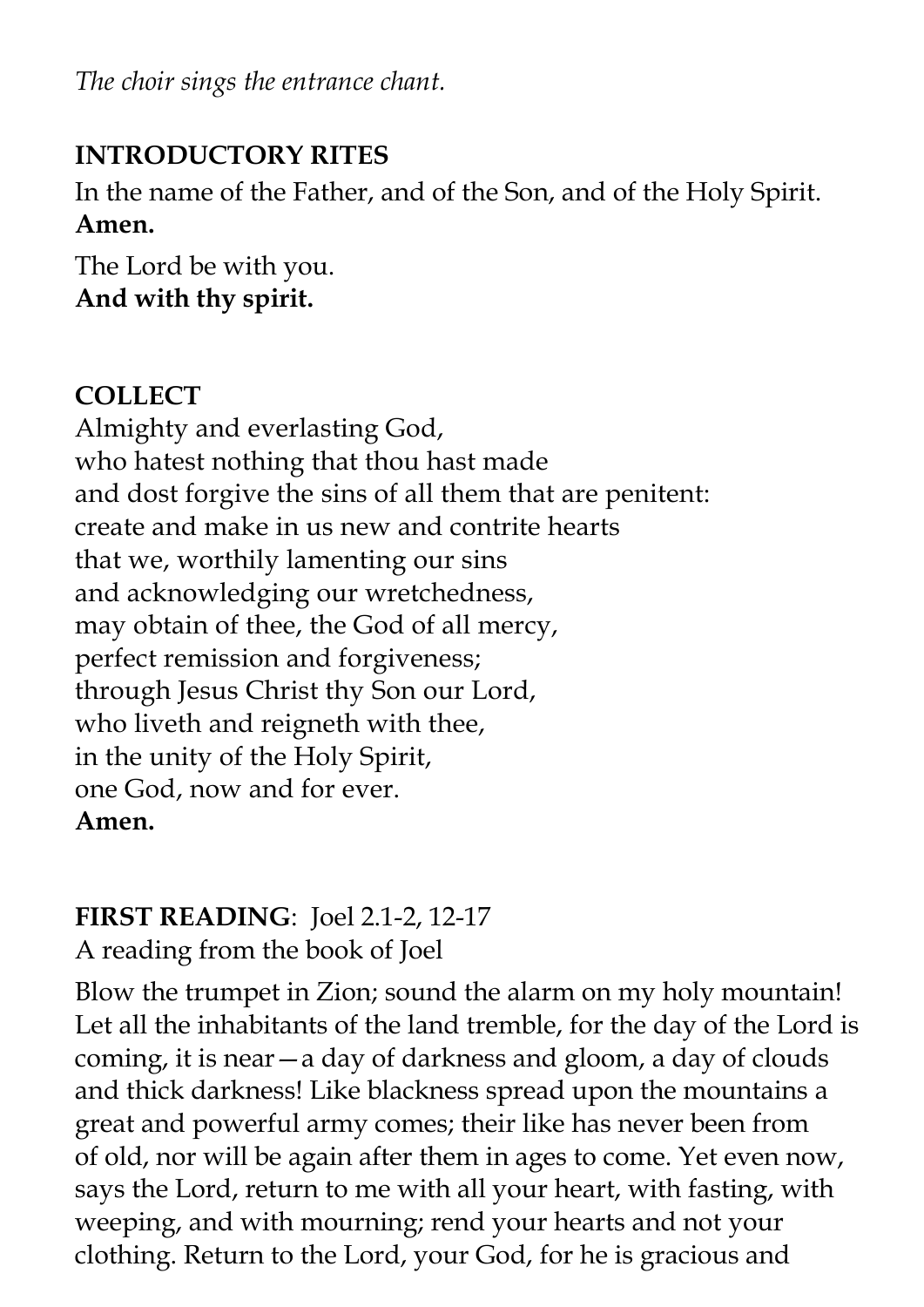*The choir sings the entrance chant.*

## INTRODUCTORY RITES

In the name of the Father, and of the Son, and of the Holy Spirit.
**Amen.**

The Lord be with you.
**And with thy spirit.**

## COLLECT

Almighty and everlasting God,
who hatest nothing that thou hast made
and dost forgive the sins of all them that are penitent:
create and make in us new and contrite hearts
that we, worthily lamenting our sins
and acknowledging our wretchedness,
may obtain of thee, the God of all mercy,
perfect remission and forgiveness;
through Jesus Christ thy Son our Lord,
who liveth and reigneth with thee,
in the unity of the Holy Spirit,
one God, now and for ever.
**Amen.**

## FIRST READING: Joel 2.1-2, 12-17

A reading from the book of Joel

Blow the trumpet in Zion; sound the alarm on my holy mountain! Let all the inhabitants of the land tremble, for the day of the Lord is coming, it is near—a day of darkness and gloom, a day of clouds and thick darkness! Like blackness spread upon the mountains a great and powerful army comes; their like has never been from of old, nor will be again after them in ages to come. Yet even now, says the Lord, return to me with all your heart, with fasting, with weeping, and with mourning; rend your hearts and not your clothing. Return to the Lord, your God, for he is gracious and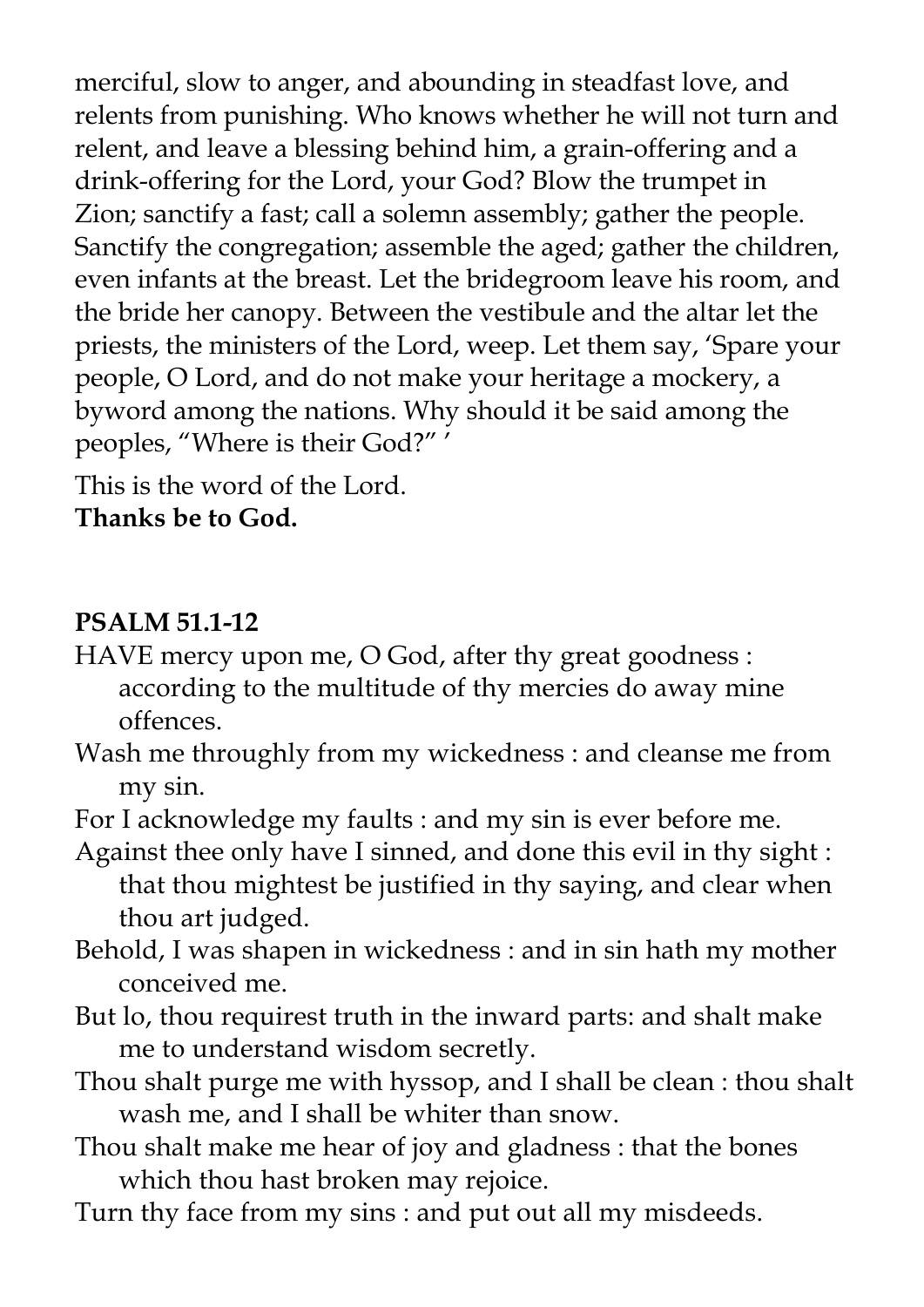merciful, slow to anger, and abounding in steadfast love, and relents from punishing. Who knows whether he will not turn and relent, and leave a blessing behind him, a grain-offering and a drink-offering for the Lord, your God? Blow the trumpet in Zion; sanctify a fast; call a solemn assembly; gather the people. Sanctify the congregation; assemble the aged; gather the children, even infants at the breast. Let the bridegroom leave his room, and the bride her canopy. Between the vestibule and the altar let the priests, the ministers of the Lord, weep. Let them say, 'Spare your people, O Lord, and do not make your heritage a mockery, a byword among the nations. Why should it be said among the peoples, "Where is their God?" '

This is the word of the Lord.
**Thanks be to God.**

**PSALM 51.1-12**

HAVE mercy upon me, O God, after thy great goodness : according to the multitude of thy mercies do away mine offences.

Wash me throughly from my wickedness : and cleanse me from my sin.

For I acknowledge my faults : and my sin is ever before me.

Against thee only have I sinned, and done this evil in thy sight : that thou mightest be justified in thy saying, and clear when thou art judged.

Behold, I was shapen in wickedness : and in sin hath my mother conceived me.

But lo, thou requirest truth in the inward parts: and shalt make me to understand wisdom secretly.

Thou shalt purge me with hyssop, and I shall be clean : thou shalt wash me, and I shall be whiter than snow.

Thou shalt make me hear of joy and gladness : that the bones which thou hast broken may rejoice.

Turn thy face from my sins : and put out all my misdeeds.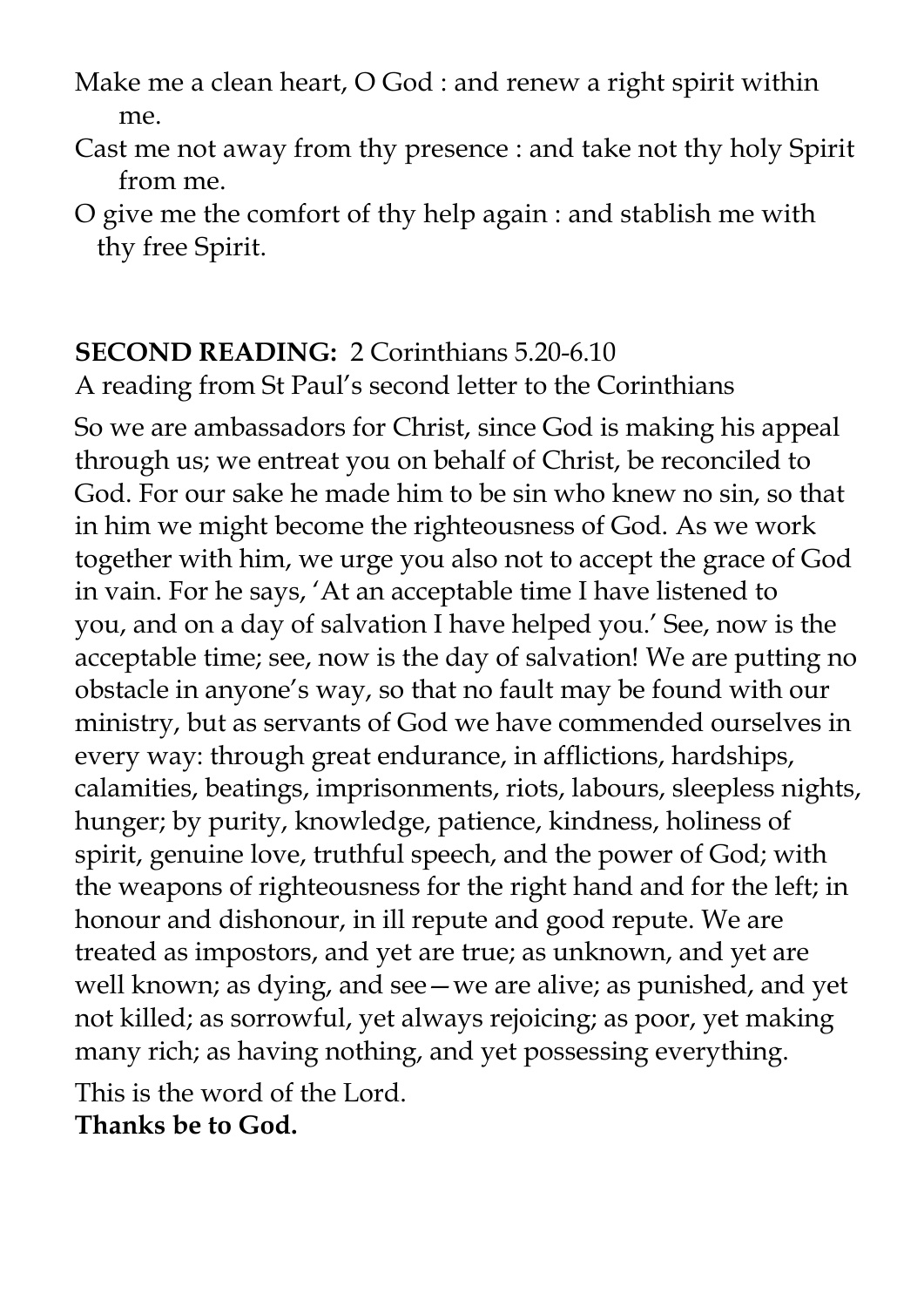Make me a clean heart, O God : and renew a right spirit within me.

Cast me not away from thy presence : and take not thy holy Spirit from me.

O give me the comfort of thy help again : and stablish me with thy free Spirit.

**SECOND READING:** 2 Corinthians 5.20-6.10

A reading from St Paul's second letter to the Corinthians

So we are ambassadors for Christ, since God is making his appeal through us; we entreat you on behalf of Christ, be reconciled to God. For our sake he made him to be sin who knew no sin, so that in him we might become the righteousness of God. As we work together with him, we urge you also not to accept the grace of God in vain. For he says, 'At an acceptable time I have listened to you, and on a day of salvation I have helped you.' See, now is the acceptable time; see, now is the day of salvation! We are putting no obstacle in anyone's way, so that no fault may be found with our ministry, but as servants of God we have commended ourselves in every way: through great endurance, in afflictions, hardships, calamities, beatings, imprisonments, riots, labours, sleepless nights, hunger; by purity, knowledge, patience, kindness, holiness of spirit, genuine love, truthful speech, and the power of God; with the weapons of righteousness for the right hand and for the left; in honour and dishonour, in ill repute and good repute. We are treated as impostors, and yet are true; as unknown, and yet are well known; as dying, and see—we are alive; as punished, and yet not killed; as sorrowful, yet always rejoicing; as poor, yet making many rich; as having nothing, and yet possessing everything.

This is the word of the Lord.

**Thanks be to God.**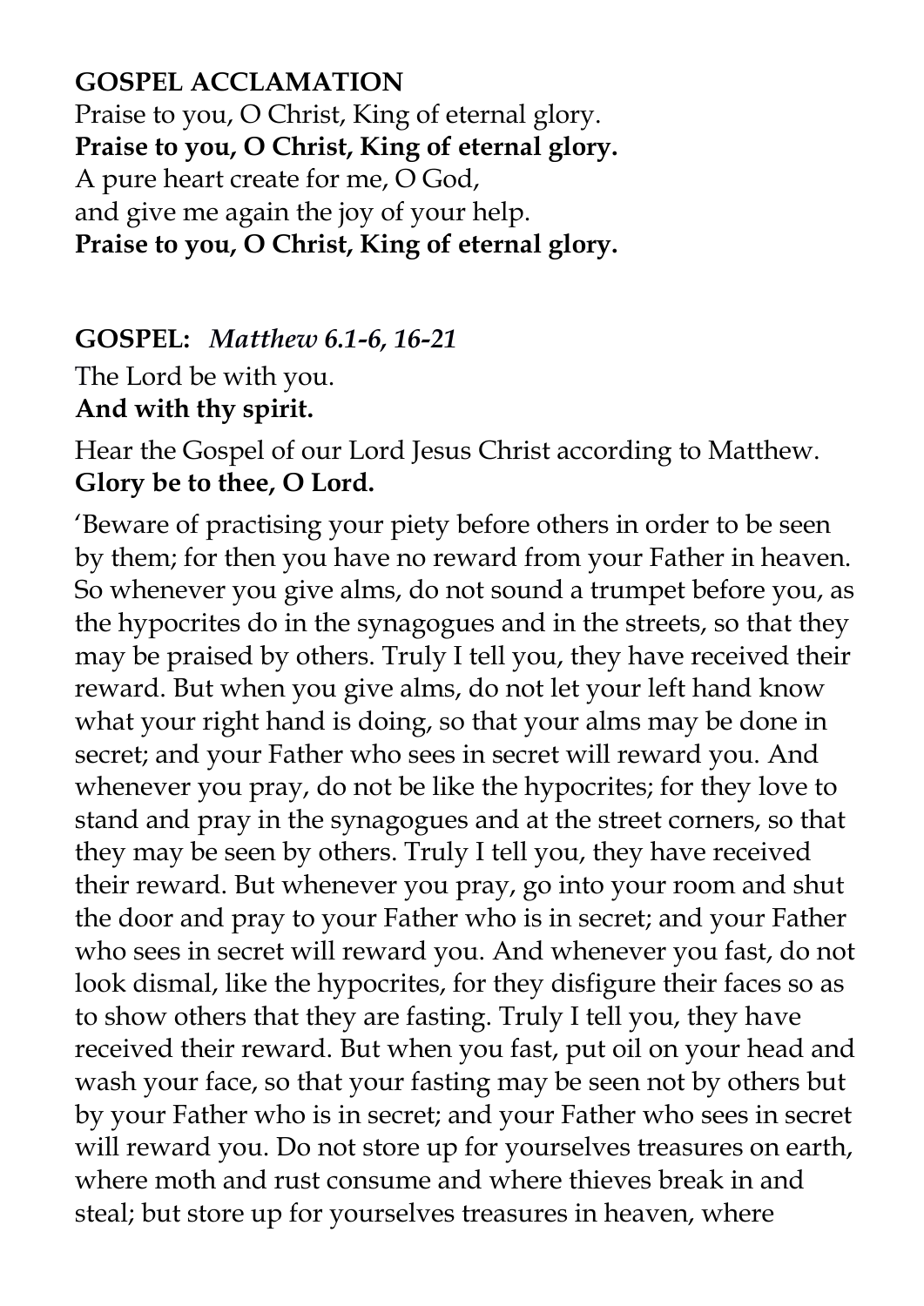**GOSPEL ACCLAMATION**

Praise to you, O Christ, King of eternal glory.
**Praise to you, O Christ, King of eternal glory.**
A pure heart create for me, O God,
and give me again the joy of your help.
**Praise to you, O Christ, King of eternal glory.**

**GOSPEL:** *Matthew 6.1-6, 16-21*

The Lord be with you.
**And with thy spirit.**

Hear the Gospel of our Lord Jesus Christ according to Matthew.
**Glory be to thee, O Lord.**

'Beware of practising your piety before others in order to be seen by them; for then you have no reward from your Father in heaven. So whenever you give alms, do not sound a trumpet before you, as the hypocrites do in the synagogues and in the streets, so that they may be praised by others. Truly I tell you, they have received their reward. But when you give alms, do not let your left hand know what your right hand is doing, so that your alms may be done in secret; and your Father who sees in secret will reward you. And whenever you pray, do not be like the hypocrites; for they love to stand and pray in the synagogues and at the street corners, so that they may be seen by others. Truly I tell you, they have received their reward. But whenever you pray, go into your room and shut the door and pray to your Father who is in secret; and your Father who sees in secret will reward you. And whenever you fast, do not look dismal, like the hypocrites, for they disfigure their faces so as to show others that they are fasting. Truly I tell you, they have received their reward. But when you fast, put oil on your head and wash your face, so that your fasting may be seen not by others but by your Father who is in secret; and your Father who sees in secret will reward you. Do not store up for yourselves treasures on earth, where moth and rust consume and where thieves break in and steal; but store up for yourselves treasures in heaven, where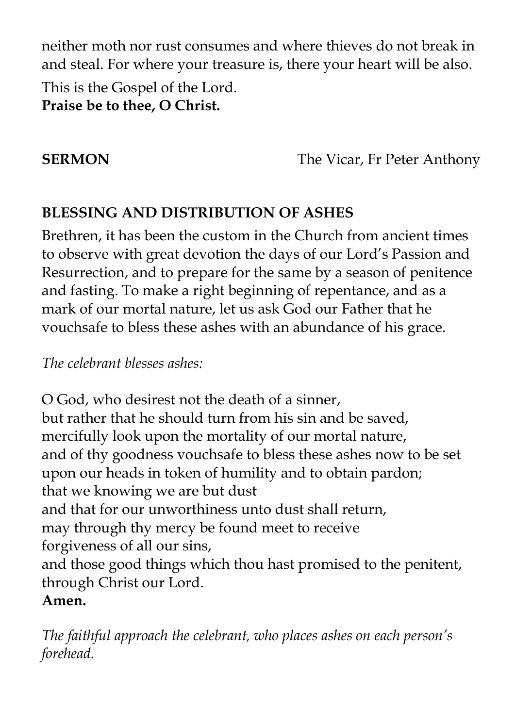neither moth nor rust consumes and where thieves do not break in and steal. For where your treasure is, there your heart will be also.

This is the Gospel of the Lord.
**Praise be to thee, O Christ.**

**SERMON** The Vicar, Fr Peter Anthony

## BLESSING AND DISTRIBUTION OF ASHES

Brethren, it has been the custom in the Church from ancient times to observe with great devotion the days of our Lord's Passion and Resurrection, and to prepare for the same by a season of penitence and fasting. To make a right beginning of repentance, and as a mark of our mortal nature, let us ask God our Father that he vouchsafe to bless these ashes with an abundance of his grace.

*The celebrant blesses ashes:*

O God, who desirest not the death of a sinner,
but rather that he should turn from his sin and be saved,
mercifully look upon the mortality of our mortal nature,
and of thy goodness vouchsafe to bless these ashes now to be set upon our heads in token of humility and to obtain pardon;
that we knowing we are but dust
and that for our unworthiness unto dust shall return,
may through thy mercy be found meet to receive
forgiveness of all our sins,
and those good things which thou hast promised to the penitent,
through Christ our Lord.
**Amen.**

*The faithful approach the celebrant, who places ashes on each person's forehead.*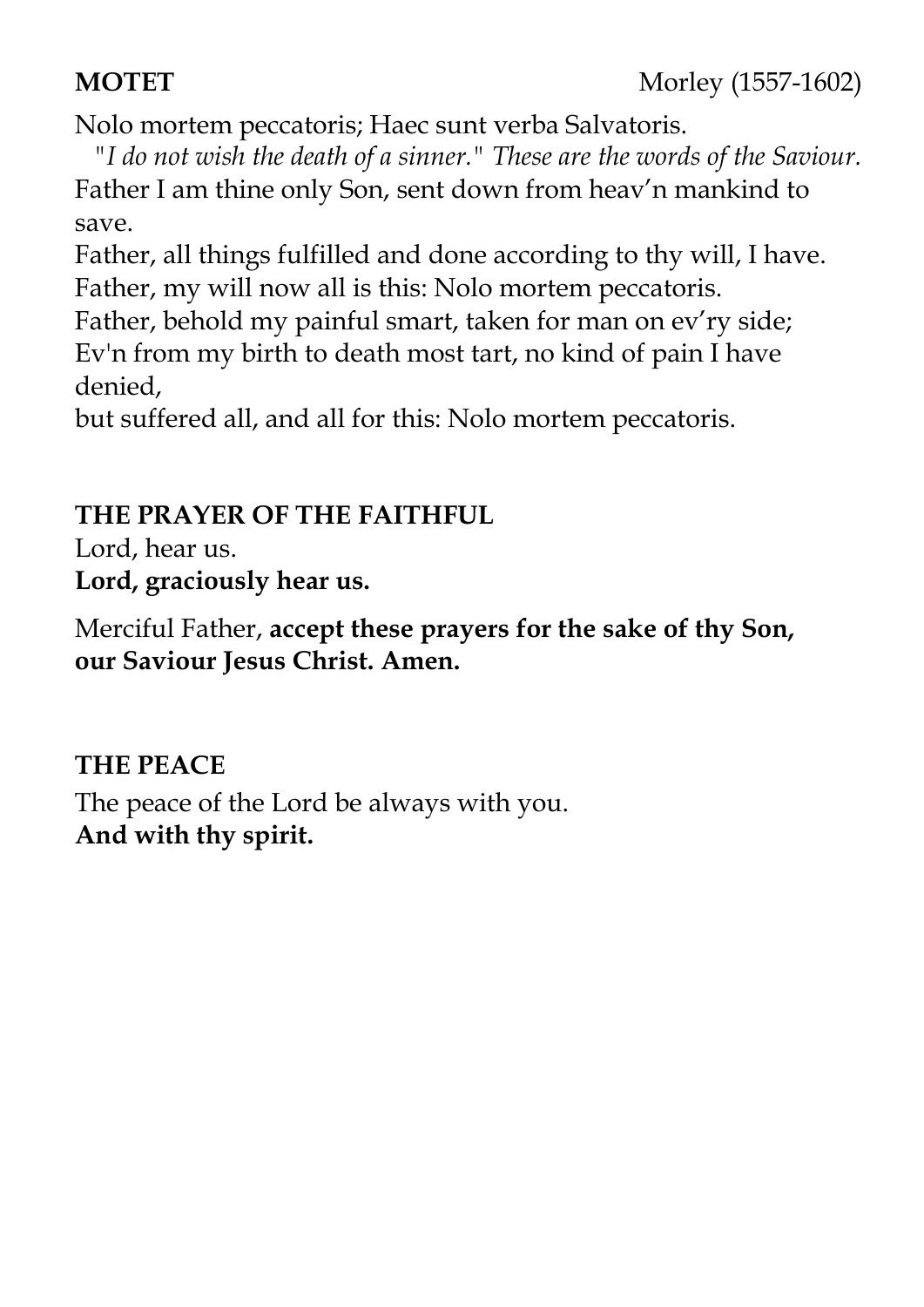**MOTET** Morley (1557-1602)

Nolo mortem peccatoris; Haec sunt verba Salvatoris.
*"I do not wish the death of a sinner." These are the words of the Saviour.*
Father I am thine only Son, sent down from heav'n mankind to save.
Father, all things fulfilled and done according to thy will, I have.
Father, my will now all is this: Nolo mortem peccatoris.
Father, behold my painful smart, taken for man on ev'ry side;
Ev'n from my birth to death most tart, no kind of pain I have denied,
but suffered all, and all for this: Nolo mortem peccatoris.

**THE PRAYER OF THE FAITHFUL**

Lord, hear us.
**Lord, graciously hear us.**

Merciful Father, **accept these prayers for the sake of thy Son, our Saviour Jesus Christ. Amen.**

**THE PEACE**

The peace of the Lord be always with you.
**And with thy spirit.**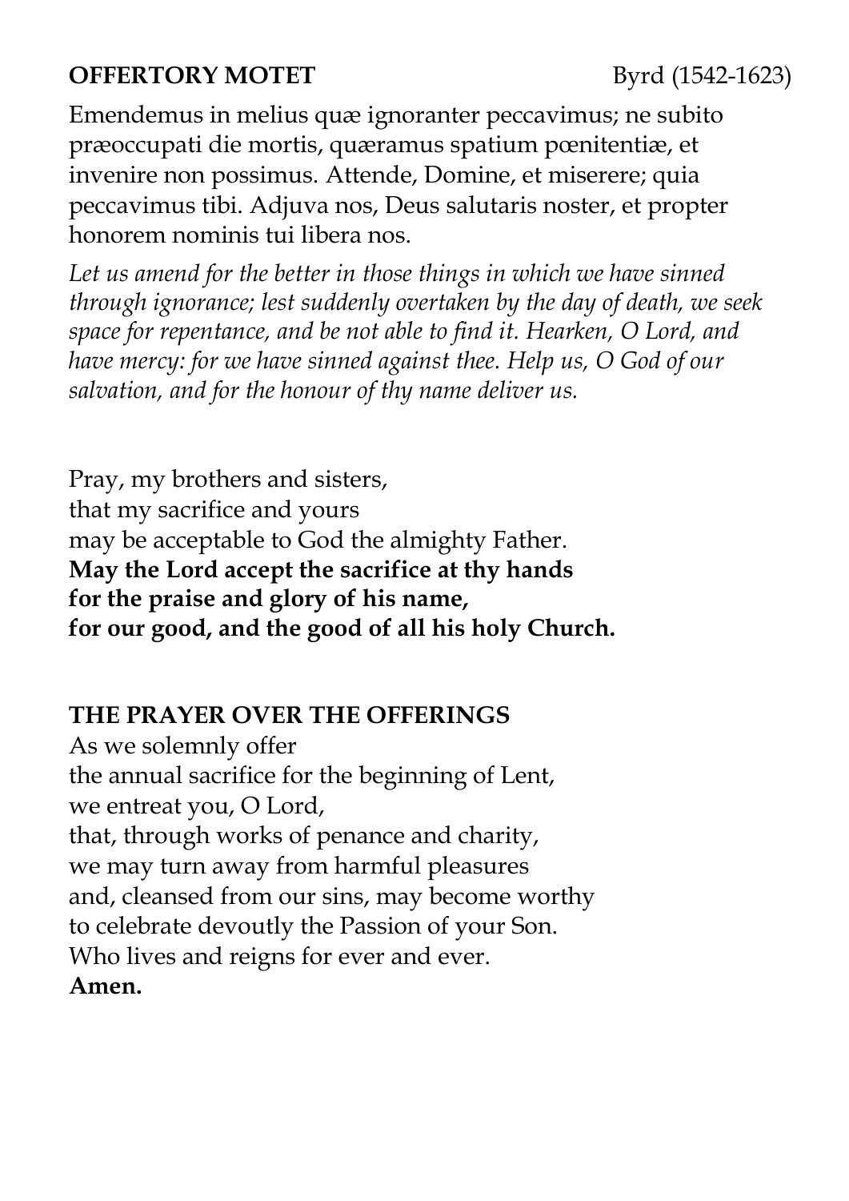**OFFERTORY MOTET** Byrd (1542-1623)

Emendemus in melius quæ ignoranter peccavimus; ne subito præoccupati die mortis, quæramus spatium pœnitentiæ, et invenire non possimus. Attende, Domine, et miserere; quia peccavimus tibi. Adjuva nos, Deus salutaris noster, et propter honorem nominis tui libera nos.

*Let us amend for the better in those things in which we have sinned through ignorance; lest suddenly overtaken by the day of death, we seek space for repentance, and be not able to find it. Hearken, O Lord, and have mercy: for we have sinned against thee. Help us, O God of our salvation, and for the honour of thy name deliver us.*

Pray, my brothers and sisters,
that my sacrifice and yours
may be acceptable to God the almighty Father.
**May the Lord accept the sacrifice at thy hands**
**for the praise and glory of his name,**
**for our good, and the good of all his holy Church.**

**THE PRAYER OVER THE OFFERINGS**

As we solemnly offer
the annual sacrifice for the beginning of Lent,
we entreat you, O Lord,
that, through works of penance and charity,
we may turn away from harmful pleasures
and, cleansed from our sins, may become worthy
to celebrate devoutly the Passion of your Son.
Who lives and reigns for ever and ever.
**Amen.**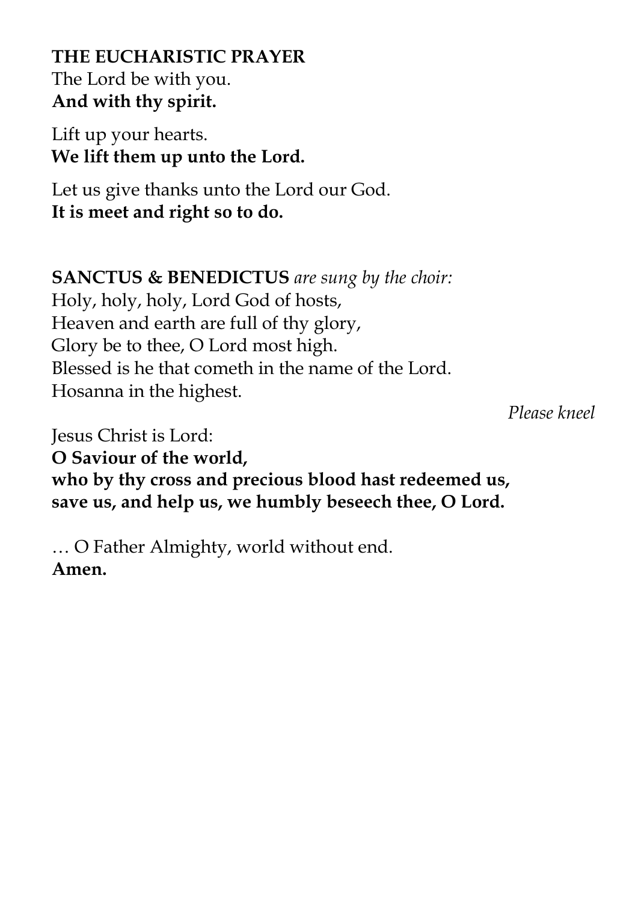**THE EUCHARISTIC PRAYER**
The Lord be with you.
**And with thy spirit.**

Lift up your hearts.
**We lift them up unto the Lord.**

Let us give thanks unto the Lord our God.
**It is meet and right so to do.**

**SANCTUS & BENEDICTUS** *are sung by the choir:*
Holy, holy, holy, Lord God of hosts,
Heaven and earth are full of thy glory,
Glory be to thee, O Lord most high.
Blessed is he that cometh in the name of the Lord.
Hosanna in the highest.

*Please kneel*

Jesus Christ is Lord:
**O Saviour of the world,**
**who by thy cross and precious blood hast redeemed us,**
**save us, and help us, we humbly beseech thee, O Lord.**

… O Father Almighty, world without end.
**Amen.**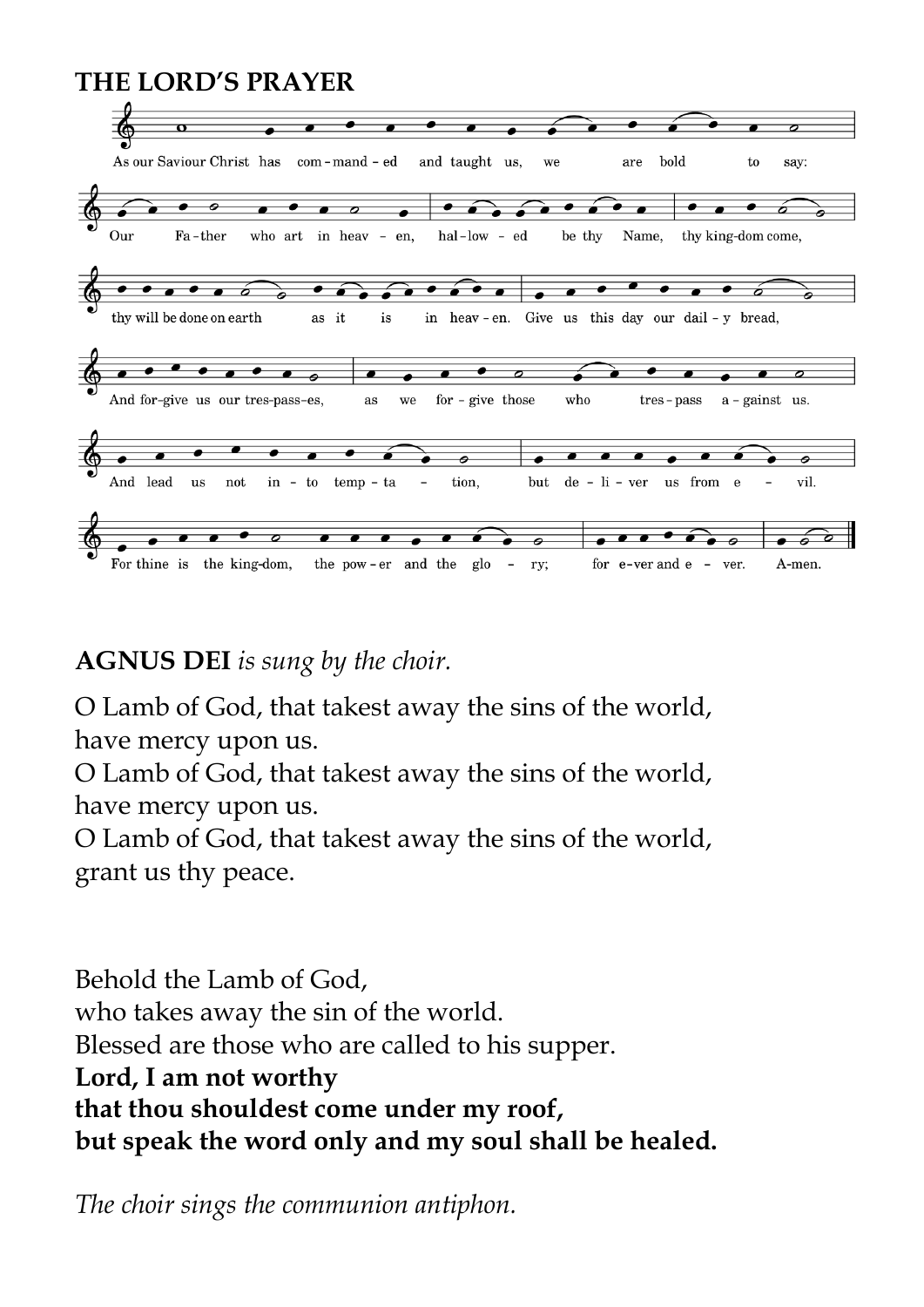## THE LORD'S PRAYER

As our Saviour Christ has com-mand-ed and taught us, we are bold to say:

Our Fa-ther who art in heav-en, hal-low-ed be thy Name, thy king-dom come,

thy will be done on earth as it is in heav-en. Give us this day our dail-y bread,

And for-give us our tres-pass-es, as we for-give those who tres-pass a-gainst us.

And lead us not in-to temp-ta-tion, but de-li-ver us from e-vil.

For thine is the king-dom, the pow-er and the glo-ry; for e-ver and e-ver. A-men.

**AGNUS DEI** *is sung by the choir.*

O Lamb of God, that takest away the sins of the world,
have mercy upon us.
O Lamb of God, that takest away the sins of the world,
have mercy upon us.
O Lamb of God, that takest away the sins of the world,
grant us thy peace.

Behold the Lamb of God,
who takes away the sin of the world.
Blessed are those who are called to his supper.
**Lord, I am not worthy**
**that thou shouldest come under my roof,**
**but speak the word only and my soul shall be healed.**

*The choir sings the communion antiphon.*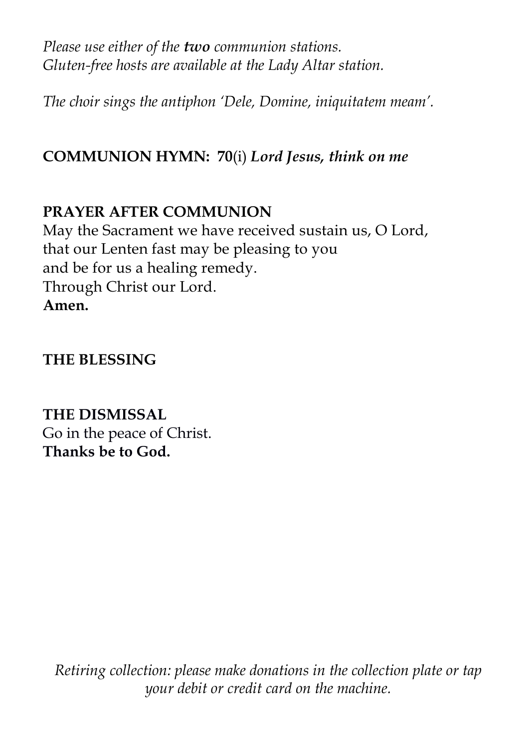*Please use either of the* ***two*** *communion stations.*
*Gluten-free hosts are available at the Lady Altar station.*

*The choir sings the antiphon 'Dele, Domine, iniquitatem meam'.*

**COMMUNION HYMN: 70**(i) ***Lord Jesus, think on me***

**PRAYER AFTER COMMUNION**

May the Sacrament we have received sustain us, O Lord,
that our Lenten fast may be pleasing to you
and be for us a healing remedy.
Through Christ our Lord.
**Amen.**

**THE BLESSING**

**THE DISMISSAL**

Go in the peace of Christ.
**Thanks be to God.**

*Retiring collection: please make donations in the collection plate or tap your debit or credit card on the machine.*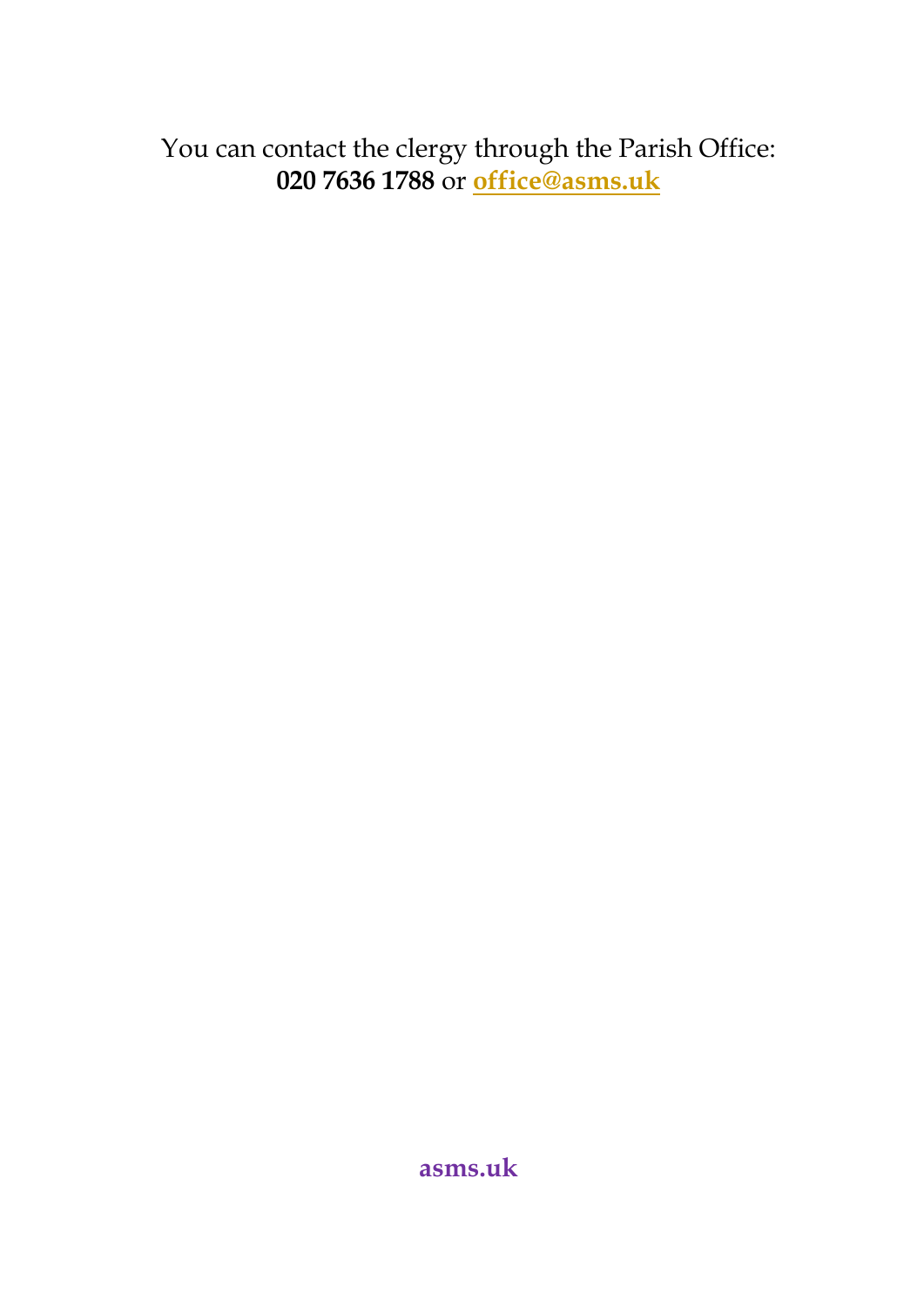You can contact the clergy through the Parish Office:
**020 7636 1788** or **office@asms.uk**

**asms.uk**